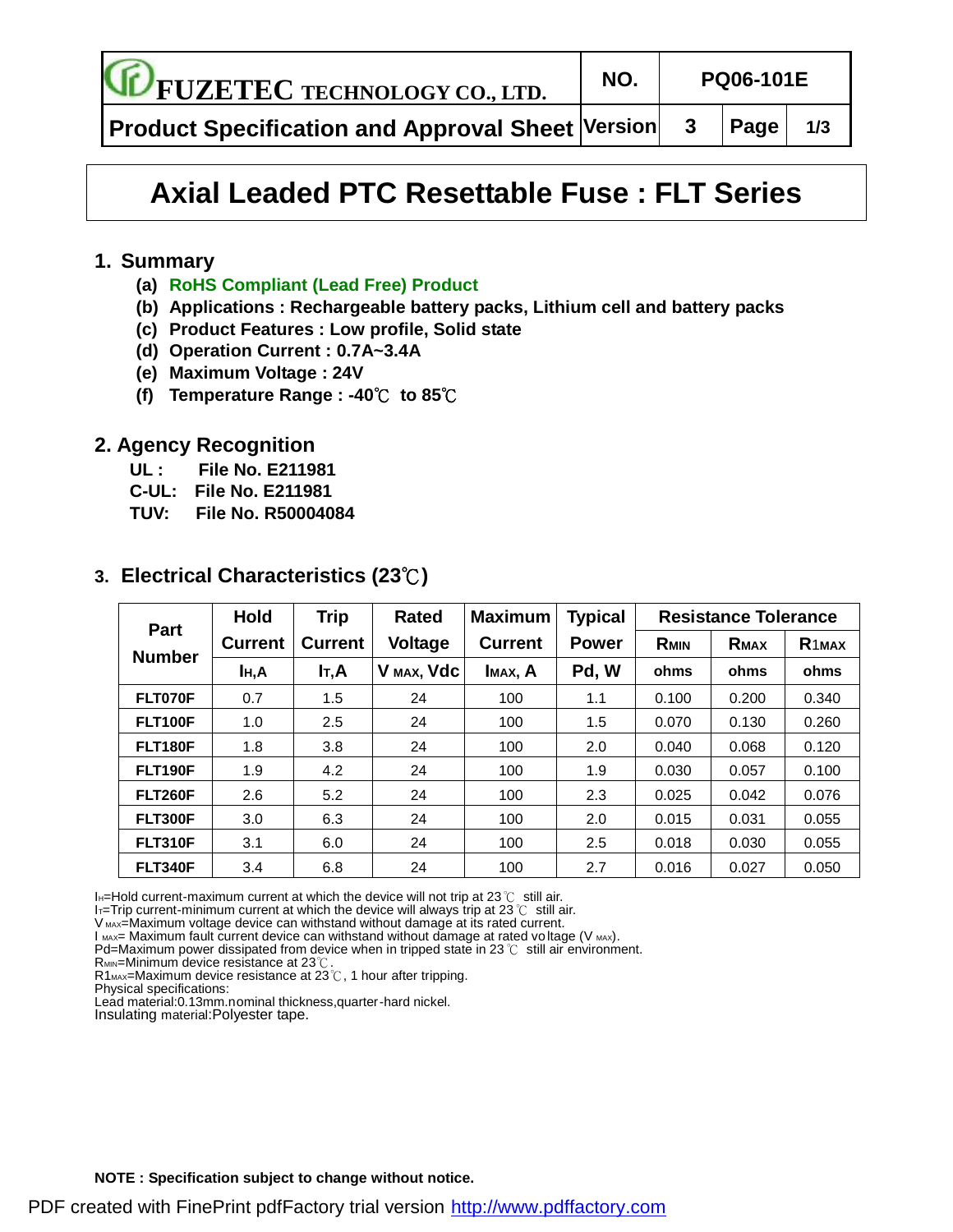| FUZETEC TECHNOLOGY CO., LTD. | NO. | PD06-101E | |
|---|---|---|---|
| Product Specification and Approval Sheet | Version | 3 | Page 1/3 |

# Axial Leaded PTC Resettable Fuse : FLT Series

## 1. Summary

- **(a) RoHS Compliant (Lead Free) Product**
- **(b) Applications : Rechargeable battery packs, Lithium cell and battery packs**
- **(c) Product Features : Low profile, Solid state**
- **(d) Operation Current : 0.7A~3.4A**
- **(e) Maximum Voltage : 24V**
- **(f) Temperature Range : -40℃ to 85℃**

## 2. Agency Recognition

**UL : File No. E211981**
**C-UL: File No. E211981**
**TUV: File No. R50004084**

## 3. Electrical Characteristics (23℃)

| Part Number | Hold Current | Trip Current | Rated Voltage | Maximum Current | Typical Power | Resistance Tolerance | | |
|---|---|---|---|---|---|---|---|---|
| | | | | | | $R_{MIN}$ | $R_{MAX}$ | $R1_{MAX}$ |
| | $I_H$,A | $I_T$,A | $V_{MAX}$, Vdc | $I_{MAX}$, A | Pd, W | ohms | ohms | ohms |
| FLT070F | 0.7 | 1.5 | 24 | 100 | 1.1 | 0.100 | 0.200 | 0.340 |
| FLT100F | 1.0 | 2.5 | 24 | 100 | 1.5 | 0.070 | 0.130 | 0.260 |
| FLT180F | 1.8 | 3.8 | 24 | 100 | 2.0 | 0.040 | 0.068 | 0.120 |
| FLT190F | 1.9 | 4.2 | 24 | 100 | 1.9 | 0.030 | 0.057 | 0.100 |
| FLT260F | 2.6 | 5.2 | 24 | 100 | 2.3 | 0.025 | 0.042 | 0.076 |
| FLT300F | 3.0 | 6.3 | 24 | 100 | 2.0 | 0.015 | 0.031 | 0.055 |
| FLT310F | 3.1 | 6.0 | 24 | 100 | 2.5 | 0.018 | 0.030 | 0.055 |
| FLT340F | 3.4 | 6.8 | 24 | 100 | 2.7 | 0.016 | 0.027 | 0.050 |

$I_H$=Hold current-maximum current at which the device will not trip at 23℃ still air.
$I_T$=Trip current-minimum current at which the device will always trip at 23℃ still air.
$V_{MAX}$=Maximum voltage device can withstand without damage at its rated current.
$I_{MAX}$= Maximum fault current device can withstand without damage at rated voltage ($V_{MAX}$).
Pd=Maximum power dissipated from device when in tripped state in 23℃ still air environment.
$R_{MIN}$=Minimum device resistance at 23℃.
$R1_{MAX}$=Maximum device resistance at 23℃, 1 hour after tripping.
Physical specifications:
Lead material:0.13mm.nominal thickness,quarter-hard nickel.
Insulating material:Polyester tape.

**NOTE : Specification subject to change without notice.**

PDF created with FinePrint pdfFactory trial version http://www.pdffactory.com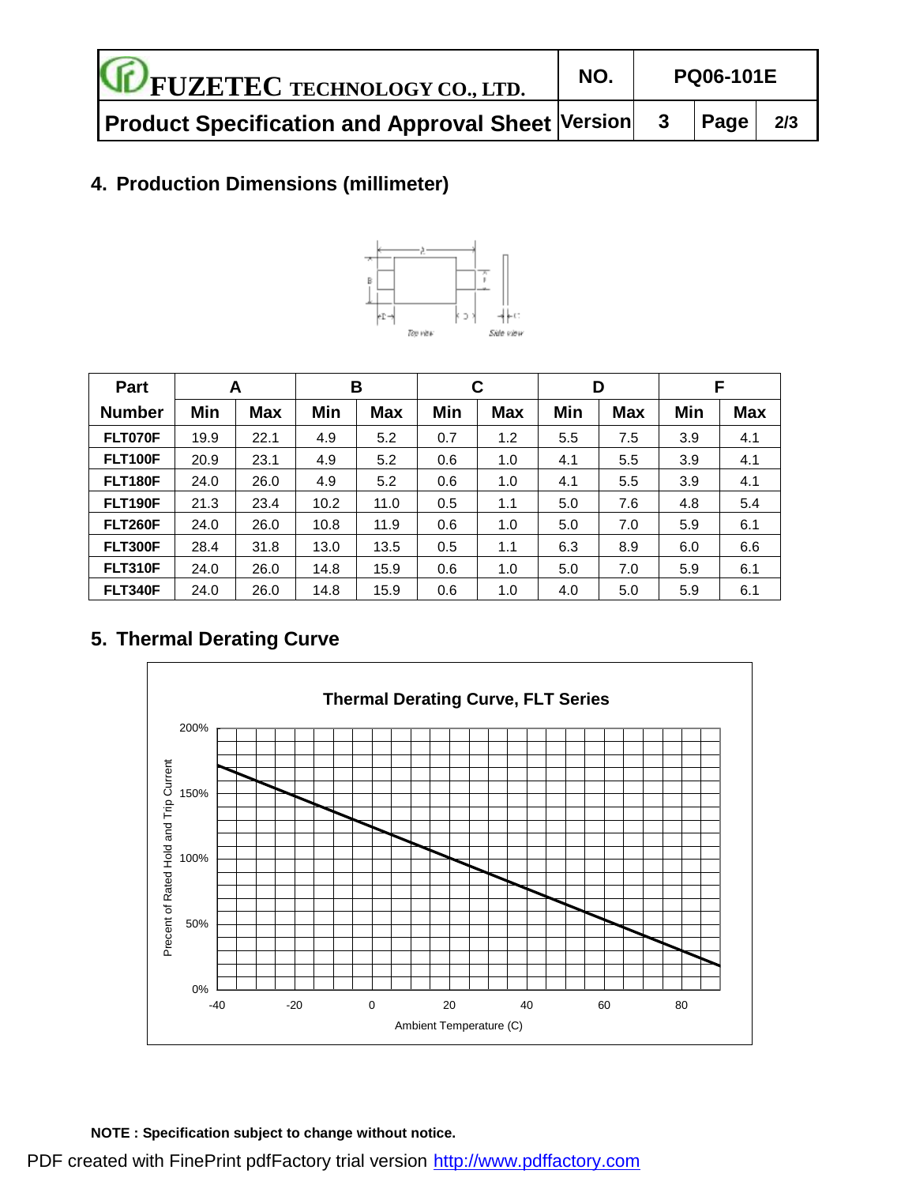## 4. Production Dimensions (millimeter)

| Part Number | A | | B | | C | | D | | F | |
|---|---|---|---|---|---|---|---|---|---|---|
| | Min | Max | Min | Max | Min | Max | Min | Max | Min | Max |
| **FLT070F** | 19.9 | 22.1 | 4.9 | 5.2 | 0.7 | 1.2 | 5.5 | 7.5 | 3.9 | 4.1 |
| **FLT100F** | 20.9 | 23.1 | 4.9 | 5.2 | 0.6 | 1.0 | 4.1 | 5.5 | 3.9 | 4.1 |
| **FLT180F** | 24.0 | 26.0 | 4.9 | 5.2 | 0.6 | 1.0 | 4.1 | 5.5 | 3.9 | 4.1 |
| **FLT190F** | 21.3 | 23.4 | 10.2 | 11.0 | 0.5 | 1.1 | 5.0 | 7.6 | 4.8 | 5.4 |
| **FLT260F** | 24.0 | 26.0 | 10.8 | 11.9 | 0.6 | 1.0 | 5.0 | 7.0 | 5.9 | 6.1 |
| **FLT300F** | 28.4 | 31.8 | 13.0 | 13.5 | 0.5 | 1.1 | 6.3 | 8.9 | 6.0 | 6.6 |
| **FLT310F** | 24.0 | 26.0 | 14.8 | 15.9 | 0.6 | 1.0 | 5.0 | 7.0 | 5.9 | 6.1 |
| **FLT340F** | 24.0 | 26.0 | 14.8 | 15.9 | 0.6 | 1.0 | 4.0 | 5.0 | 5.9 | 6.1 |

## 5. Thermal Derating Curve

**NOTE : Specification subject to change without notice.**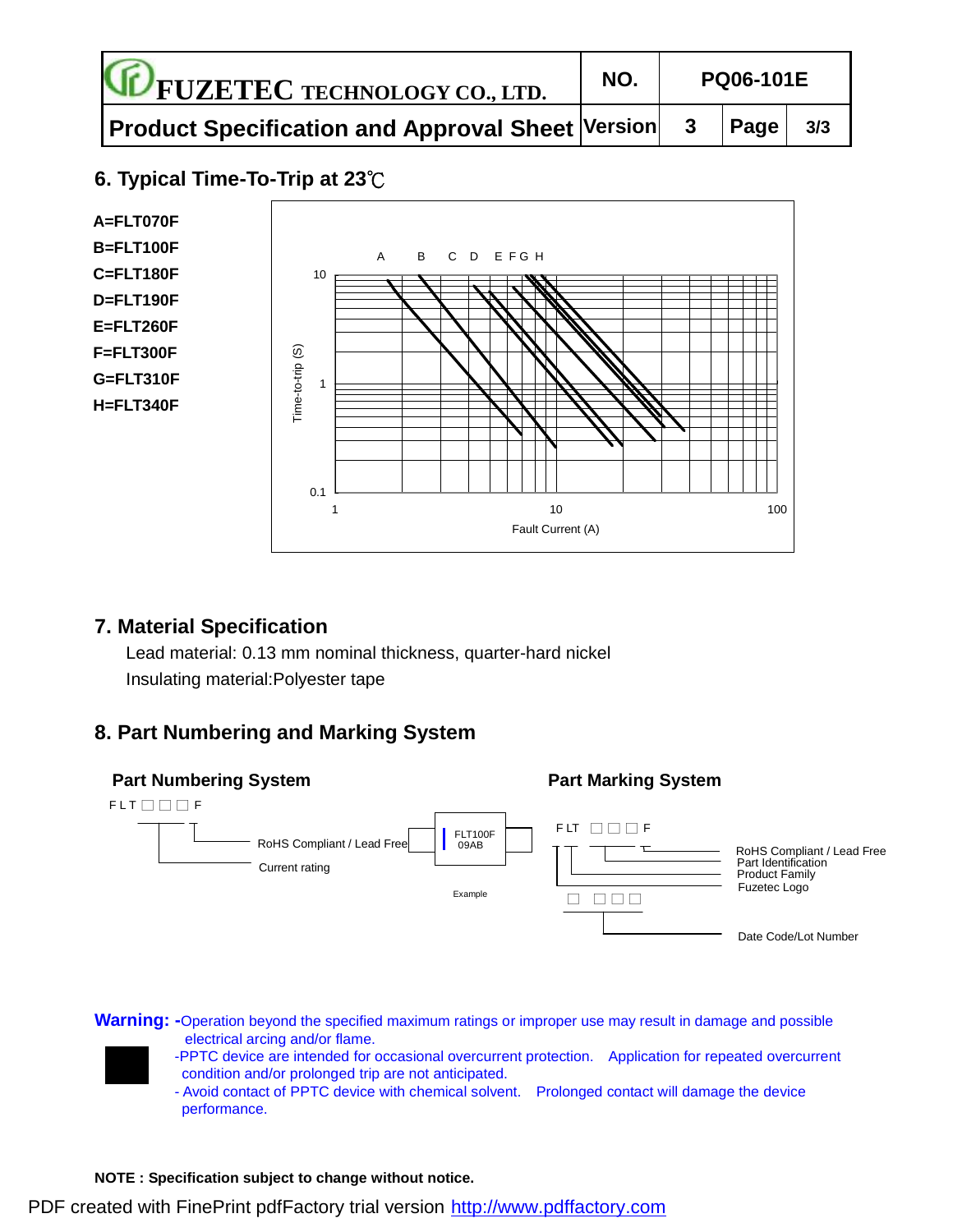## 6. Typical Time-To-Trip at 23℃

A=FLT070F
B=FLT100F
C=FLT180F
D=FLT190F
E=FLT260F
F=FLT300F
G=FLT310F
H=FLT340F

A B C D E F G H

10

1

0.1

Time-to-trip (S)

1 10 100

Fault Current (A)

## 7. Material Specification

Lead material: 0.13 mm nominal thickness, quarter-hard nickel

Insulating material:Polyester tape

## 8. Part Numbering and Marking System

### Part Numbering System

F L T □ □ □ F

RoHS Compliant / Lead Free

Current rating

FLT100F
09AB

Example

### Part Marking System

F LT □ □ □ F

RoHS Compliant / Lead Free
Part Identification
Product Family
Fuzetec Logo

□ □ □ □

Date Code/Lot Number

**Warning: -**Operation beyond the specified maximum ratings or improper use may result in damage and possible electrical arcing and/or flame.

-PPTC device are intended for occasional overcurrent protection. Application for repeated overcurrent condition and/or prolonged trip are not anticipated.

- Avoid contact of PPTC device with chemical solvent. Prolonged contact will damage the device performance.

**NOTE : Specification subject to change without notice.**